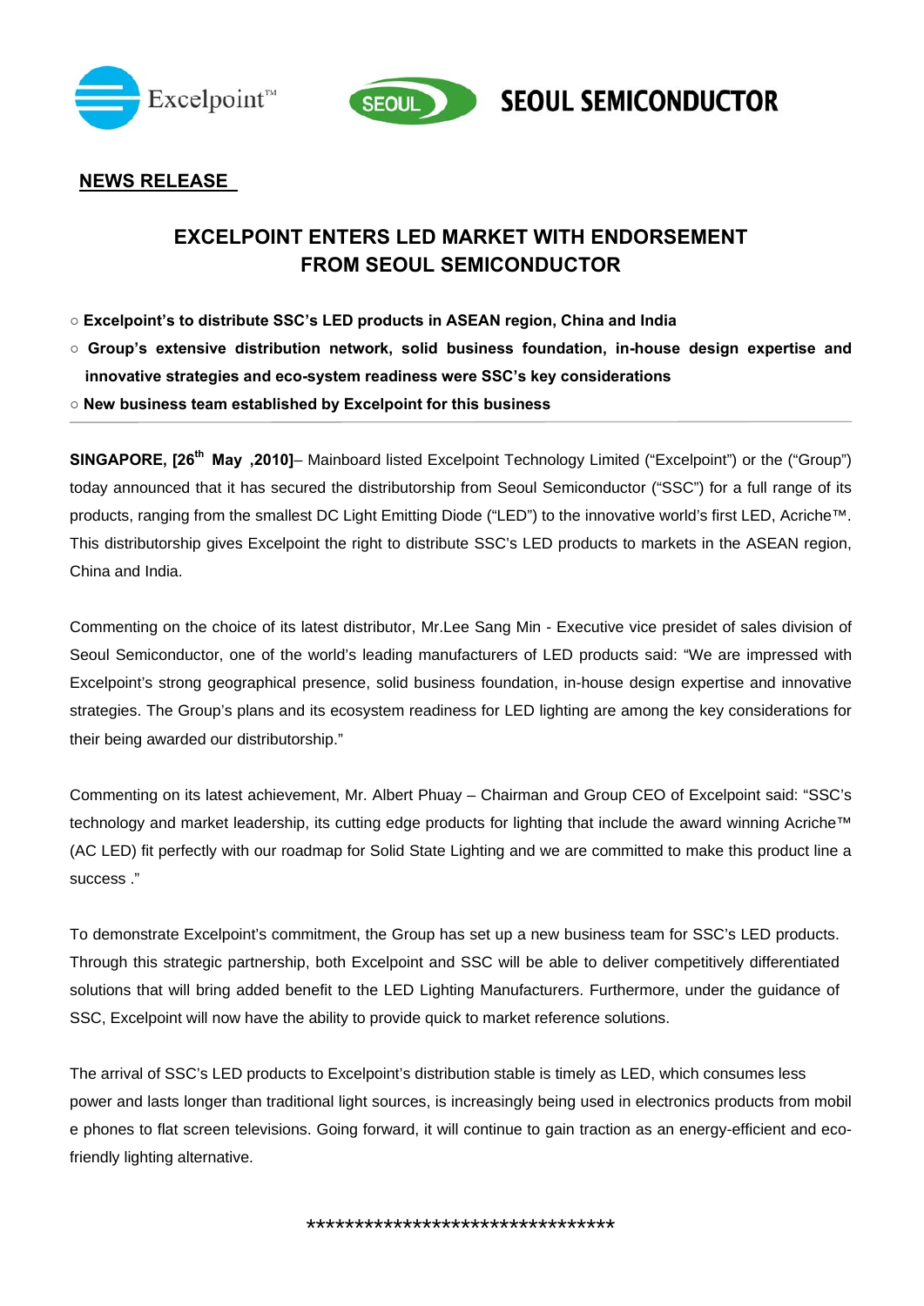Excelpoint™ SEOUL SEOUL SEMICONDUCTOR

**NEWS RELEASE**

# EXCELPOINT ENTERS LED MARKET WITH ENDORSEMENT FROM SEOUL SEMICONDUCTOR

- **Excelpoint's to distribute SSC's LED products in ASEAN region, China and India**
- **Group's extensive distribution network, solid business foundation, in-house design expertise and innovative strategies and eco-system readiness were SSC's key considerations**
- **New business team established by Excelpoint for this business**

---

**SINGAPORE, [26th May ,2010]**– Mainboard listed Excelpoint Technology Limited ("Excelpoint") or the ("Group") today announced that it has secured the distributorship from Seoul Semiconductor ("SSC") for a full range of its products, ranging from the smallest DC Light Emitting Diode ("LED") to the innovative world's first LED, Acriche™. This distributorship gives Excelpoint the right to distribute SSC's LED products to markets in the ASEAN region, China and India.

Commenting on the choice of its latest distributor, Mr.Lee Sang Min - Executive vice presidet of sales division of Seoul Semiconductor, one of the world's leading manufacturers of LED products said: "We are impressed with Excelpoint's strong geographical presence, solid business foundation, in-house design expertise and innovative strategies. The Group's plans and its ecosystem readiness for LED lighting are among the key considerations for their being awarded our distributorship."

Commenting on its latest achievement, Mr. Albert Phuay – Chairman and Group CEO of Excelpoint said: "SSC's technology and market leadership, its cutting edge products for lighting that include the award winning Acriche™ (AC LED) fit perfectly with our roadmap for Solid State Lighting and we are committed to make this product line a success ."

To demonstrate Excelpoint's commitment, the Group has set up a new business team for SSC's LED products. Through this strategic partnership, both Excelpoint and SSC will be able to deliver competitively differentiated solutions that will bring added benefit to the LED Lighting Manufacturers. Furthermore, under the guidance of SSC, Excelpoint will now have the ability to provide quick to market reference solutions.

The arrival of SSC's LED products to Excelpoint's distribution stable is timely as LED, which consumes less power and lasts longer than traditional light sources, is increasingly being used in electronics products from mobil e phones to flat screen televisions. Going forward, it will continue to gain traction as an energy-efficient and eco-friendly lighting alternative.

*********************************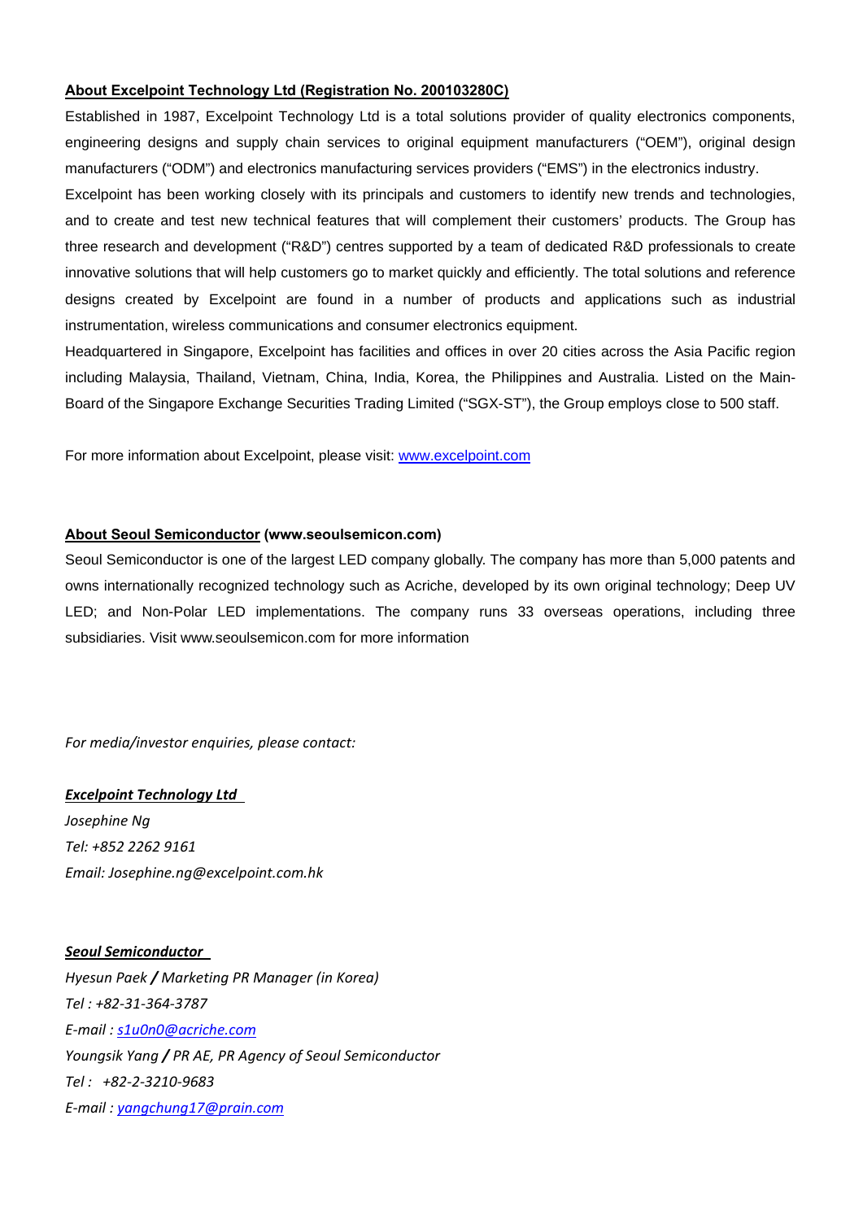**About Excelpoint Technology Ltd (Registration No. 200103280C)**

Established in 1987, Excelpoint Technology Ltd is a total solutions provider of quality electronics components, engineering designs and supply chain services to original equipment manufacturers ("OEM"), original design manufacturers ("ODM") and electronics manufacturing services providers ("EMS") in the electronics industry.

Excelpoint has been working closely with its principals and customers to identify new trends and technologies, and to create and test new technical features that will complement their customers' products. The Group has three research and development ("R&D") centres supported by a team of dedicated R&D professionals to create innovative solutions that will help customers go to market quickly and efficiently. The total solutions and reference designs created by Excelpoint are found in a number of products and applications such as industrial instrumentation, wireless communications and consumer electronics equipment.

Headquartered in Singapore, Excelpoint has facilities and offices in over 20 cities across the Asia Pacific region including Malaysia, Thailand, Vietnam, China, India, Korea, the Philippines and Australia. Listed on the Main-Board of the Singapore Exchange Securities Trading Limited ("SGX-ST"), the Group employs close to 500 staff.

For more information about Excelpoint, please visit: [www.excelpoint.com](http://www.excelpoint.com)

**About Seoul Semiconductor (www.seoulsemicon.com)**

Seoul Semiconductor is one of the largest LED company globally. The company has more than 5,000 patents and owns internationally recognized technology such as Acriche, developed by its own original technology; Deep UV LED; and Non-Polar LED implementations. The company runs 33 overseas operations, including three subsidiaries. Visit www.seoulsemicon.com for more information

*For media/investor enquiries, please contact:*

***Excelpoint Technology Ltd***

*Josephine Ng*
*Tel: +852 2262 9161*
*Email: Josephine.ng@excelpoint.com.hk*

***Seoul Semiconductor***

*Hyesun Paek / Marketing PR Manager (in Korea)*
*Tel : +82-31-364-3787*
*E-mail : s1u0n0@acriche.com*
*Youngsik Yang / PR AE, PR Agency of Seoul Semiconductor*
*Tel : +82-2-3210-9683*
*E-mail : yangchung17@prain.com*